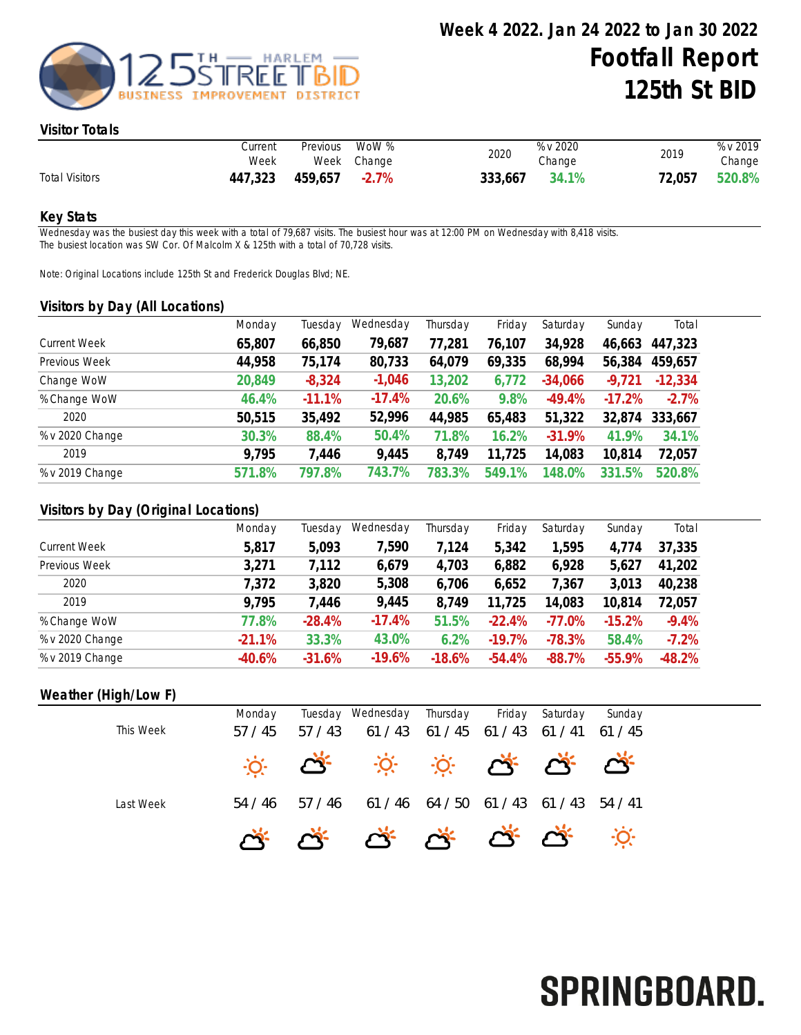# Week 4 2022. Jan 24 2022 to Jan 30 2022

# Footfall Report 125th St BID

## Visitor Totals

| | Current Week | Previous Week | WoW % Change | 2020 | % v 2020 Change | 2019 | % v 2019 Change |
|---|---|---|---|---|---|---|---|
| Total Visitors | **447,323** | **459,657** | **-2.7%** | **333,667** | **34.1%** | **72,057** | **520.8%** |

## Key Stats

Wednesday was the busiest day this week with a total of 79,687 visits. The busiest hour was at 12:00 PM on Wednesday with 8,418 visits.
The busiest location was SW Cor. Of Malcolm X & 125th with a total of 70,728 visits.

Note: Original Locations include 125th St and Frederick Douglas Blvd; NE.

## Visitors by Day (All Locations)

| | Monday | Tuesday | Wednesday | Thursday | Friday | Saturday | Sunday | Total |
|---|---|---|---|---|---|---|---|---|
| Current Week | **65,807** | **66,850** | **79,687** | **77,281** | **76,107** | **34,928** | **46,663** | **447,323** |
| Previous Week | **44,958** | **75,174** | **80,733** | **64,079** | **69,335** | **68,994** | **56,384** | **459,657** |
| Change WoW | **20,849** | **-8,324** | **-1,046** | **13,202** | **6,772** | **-34,066** | **-9,721** | **-12,334** |
| % Change WoW | **46.4%** | **-11.1%** | **-17.4%** | **20.6%** | **9.8%** | **-49.4%** | **-17.2%** | **-2.7%** |
| 2020 | **50,515** | **35,492** | **52,996** | **44,985** | **65,483** | **51,322** | **32,874** | **333,667** |
| % v 2020 Change | **30.3%** | **88.4%** | **50.4%** | **71.8%** | **16.2%** | **-31.9%** | **41.9%** | **34.1%** |
| 2019 | **9,795** | **7,446** | **9,445** | **8,749** | **11,725** | **14,083** | **10,814** | **72,057** |
| % v 2019 Change | **571.8%** | **797.8%** | **743.7%** | **783.3%** | **549.1%** | **148.0%** | **331.5%** | **520.8%** |

## Visitors by Day (Original Locations)

| | Monday | Tuesday | Wednesday | Thursday | Friday | Saturday | Sunday | Total |
|---|---|---|---|---|---|---|---|---|
| Current Week | **5,817** | **5,093** | **7,590** | **7,124** | **5,342** | **1,595** | **4,774** | **37,335** |
| Previous Week | **3,271** | **7,112** | **6,679** | **4,703** | **6,882** | **6,928** | **5,627** | **41,202** |
| 2020 | **7,372** | **3,820** | **5,308** | **6,706** | **6,652** | **7,367** | **3,013** | **40,238** |
| 2019 | **9,795** | **7,446** | **9,445** | **8,749** | **11,725** | **14,083** | **10,814** | **72,057** |
| % Change WoW | **77.8%** | **-28.4%** | **-17.4%** | **51.5%** | **-22.4%** | **-77.0%** | **-15.2%** | **-9.4%** |
| % v 2020 Change | **-21.1%** | **33.3%** | **43.0%** | **6.2%** | **-19.7%** | **-78.3%** | **58.4%** | **-7.2%** |
| % v 2019 Change | **-40.6%** | **-31.6%** | **-19.6%** | **-18.6%** | **-54.4%** | **-88.7%** | **-55.9%** | **-48.2%** |

## Weather (High/Low F)

| | Monday | Tuesday | Wednesday | Thursday | Friday | Saturday | Sunday |
|---|---|---|---|---|---|---|---|
| This Week | 57 / 45 | 57 / 43 | 61 / 43 | 61 / 45 | 61 / 43 | 61 / 41 | 61 / 45 |
| Last Week | 54 / 46 | 57 / 46 | 61 / 46 | 64 / 50 | 61 / 43 | 61 / 43 | 54 / 41 |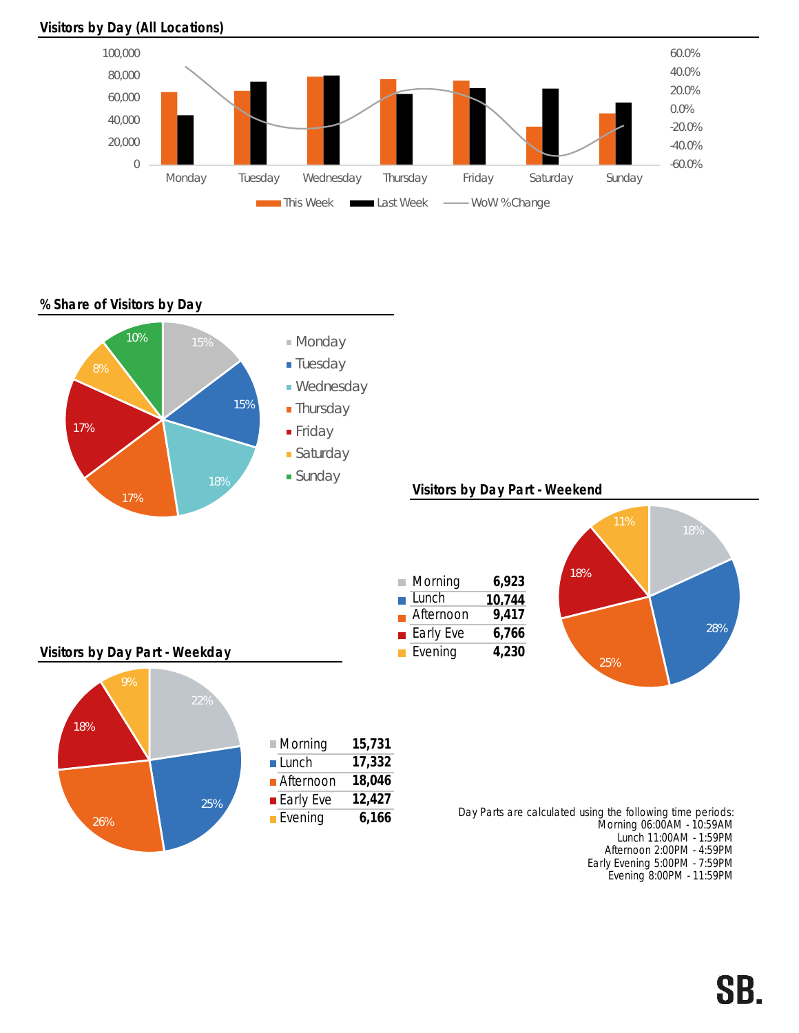## Visitors by Day (All Locations)

## % Share of Visitors by Day

## Visitors by Day Part - Weekend

| Day Part | Visitors |
|---|---|
| Morning | 6,923 |
| Lunch | 10,744 |
| Afternoon | 9,417 |
| Early Eve | 6,766 |
| Evening | 4,230 |

## Visitors by Day Part - Weekday

| Day Part | Visitors |
|---|---|
| Morning | 15,731 |
| Lunch | 17,332 |
| Afternoon | 18,046 |
| Early Eve | 12,427 |
| Evening | 6,166 |

Day Parts are calculated using the following time periods:
Morning 06:00AM - 10:59AM
Lunch 11:00AM - 1:59PM
Afternoon 2:00PM - 4:59PM
Early Evening 5:00PM - 7:59PM
Evening 8:00PM - 11:59PM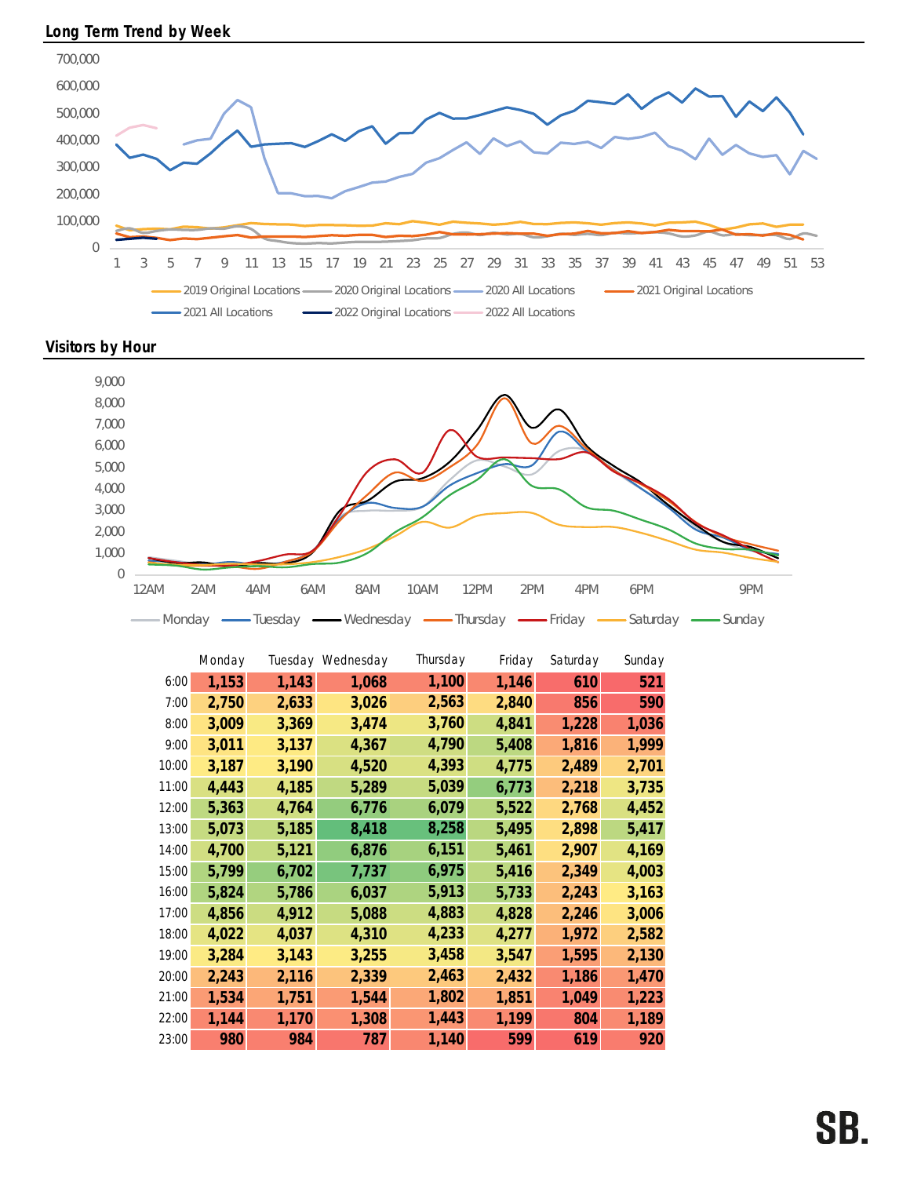## Long Term Trend by Week

700,000
600,000
500,000
400,000
300,000
200,000
100,000
0

1 3 5 7 9 11 13 15 17 19 21 23 25 27 29 31 33 35 37 39 41 43 45 47 49 51 53

2019 Original Locations, 2020 Original Locations, 2020 All Locations, 2021 Original Locations, 2021 All Locations, 2022 Original Locations, 2022 All Locations

## Visitors by Hour

9,000
8,000
7,000
6,000
5,000
4,000
3,000
2,000
1,000
0

12AM 2AM 4AM 6AM 8AM 10AM 12PM 2PM 4PM 6PM 9PM

Monday, Tuesday, Wednesday, Thursday, Friday, Saturday, Sunday

| | Monday | Tuesday | Wednesday | Thursday | Friday | Saturday | Sunday |
|---|---|---|---|---|---|---|---|
| 6:00 | 1,153 | 1,143 | 1,068 | 1,100 | 1,146 | 610 | 521 |
| 7:00 | 2,750 | 2,633 | 3,026 | 2,563 | 2,840 | 856 | 590 |
| 8:00 | 3,009 | 3,369 | 3,474 | 3,760 | 4,841 | 1,228 | 1,036 |
| 9:00 | 3,011 | 3,137 | 4,367 | 4,790 | 5,408 | 1,816 | 1,999 |
| 10:00 | 3,187 | 3,190 | 4,520 | 4,393 | 4,775 | 2,489 | 2,701 |
| 11:00 | 4,443 | 4,185 | 5,289 | 5,039 | 6,773 | 2,218 | 3,735 |
| 12:00 | 5,363 | 4,764 | 6,776 | 6,079 | 5,522 | 2,768 | 4,452 |
| 13:00 | 5,073 | 5,185 | 8,418 | 8,258 | 5,495 | 2,898 | 5,417 |
| 14:00 | 4,700 | 5,121 | 6,876 | 6,151 | 5,461 | 2,907 | 4,169 |
| 15:00 | 5,799 | 6,702 | 7,737 | 6,975 | 5,416 | 2,349 | 4,003 |
| 16:00 | 5,824 | 5,786 | 6,037 | 5,913 | 5,733 | 2,243 | 3,163 |
| 17:00 | 4,856 | 4,912 | 5,088 | 4,883 | 4,828 | 2,246 | 3,006 |
| 18:00 | 4,022 | 4,037 | 4,310 | 4,233 | 4,277 | 1,972 | 2,582 |
| 19:00 | 3,284 | 3,143 | 3,255 | 3,458 | 3,547 | 1,595 | 2,130 |
| 20:00 | 2,243 | 2,116 | 2,339 | 2,463 | 2,432 | 1,186 | 1,470 |
| 21:00 | 1,534 | 1,751 | 1,544 | 1,802 | 1,851 | 1,049 | 1,223 |
| 22:00 | 1,144 | 1,170 | 1,308 | 1,443 | 1,199 | 804 | 1,189 |
| 23:00 | 980 | 984 | 787 | 1,140 | 599 | 619 | 920 |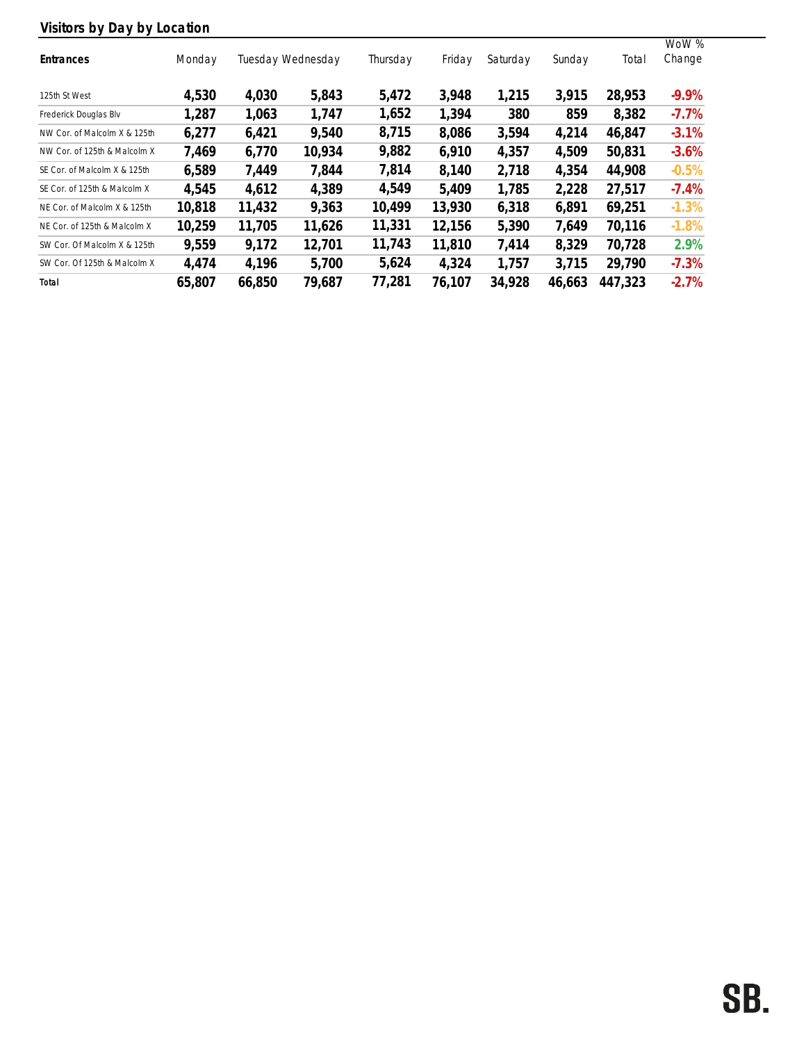## Visitors by Day by Location

| Entrances | Monday | Tuesday | Wednesday | Thursday | Friday | Saturday | Sunday | Total | WoW % Change |
|---|---|---|---|---|---|---|---|---|---|
| 125th St West | 4,530 | 4,030 | 5,843 | 5,472 | 3,948 | 1,215 | 3,915 | 28,953 | -9.9% |
| Frederick Douglas Blv | 1,287 | 1,063 | 1,747 | 1,652 | 1,394 | 380 | 859 | 8,382 | -7.7% |
| NW Cor. of Malcolm X & 125th | 6,277 | 6,421 | 9,540 | 8,715 | 8,086 | 3,594 | 4,214 | 46,847 | -3.1% |
| NW Cor. of 125th & Malcolm X | 7,469 | 6,770 | 10,934 | 9,882 | 6,910 | 4,357 | 4,509 | 50,831 | -3.6% |
| SE Cor. of Malcolm X & 125th | 6,589 | 7,449 | 7,844 | 7,814 | 8,140 | 2,718 | 4,354 | 44,908 | -0.5% |
| SE Cor. of 125th & Malcolm X | 4,545 | 4,612 | 4,389 | 4,549 | 5,409 | 1,785 | 2,228 | 27,517 | -7.4% |
| NE Cor. of Malcolm X & 125th | 10,818 | 11,432 | 9,363 | 10,499 | 13,930 | 6,318 | 6,891 | 69,251 | -1.3% |
| NE Cor. of 125th & Malcolm X | 10,259 | 11,705 | 11,626 | 11,331 | 12,156 | 5,390 | 7,649 | 70,116 | -1.8% |
| SW Cor. Of Malcolm X & 125th | 9,559 | 9,172 | 12,701 | 11,743 | 11,810 | 7,414 | 8,329 | 70,728 | 2.9% |
| SW Cor. Of 125th & Malcolm X | 4,474 | 4,196 | 5,700 | 5,624 | 4,324 | 1,757 | 3,715 | 29,790 | -7.3% |
| Total | 65,807 | 66,850 | 79,687 | 77,281 | 76,107 | 34,928 | 46,663 | 447,323 | -2.7% |

SB.